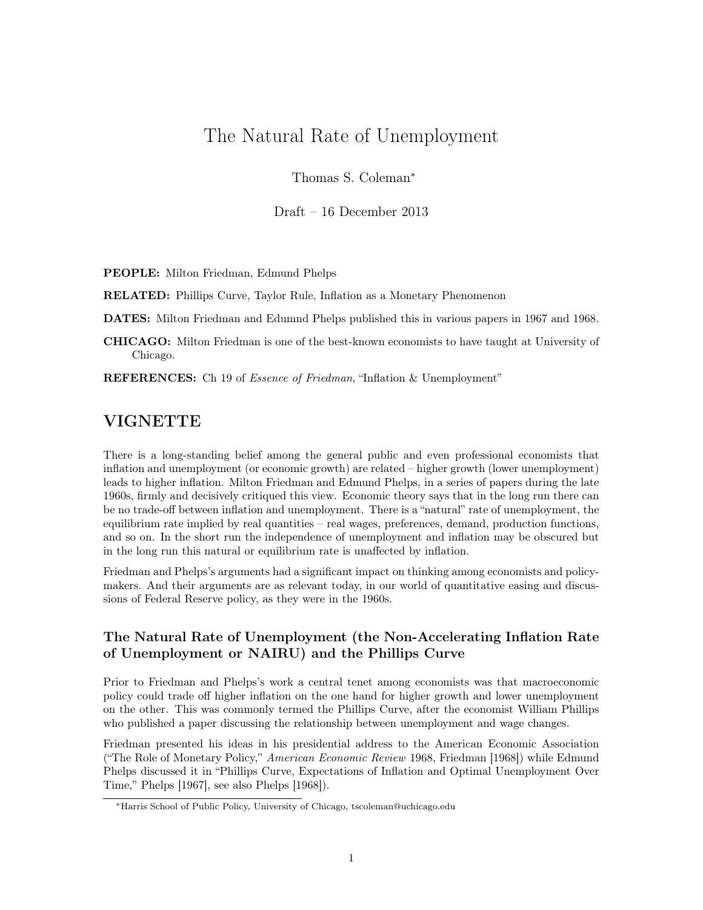# The Natural Rate of Unemployment

Thomas S. Coleman*

Draft – 16 December 2013

**PEOPLE:** Milton Friedman, Edmund Phelps

**RELATED:** Phillips Curve, Taylor Rule, Inflation as a Monetary Phenomenon

**DATES:** Milton Friedman and Edumnd Phelps published this in various papers in 1967 and 1968.

**CHICAGO:** Milton Friedman is one of the best-known economists to have taught at University of Chicago.

**REFERENCES:** Ch 19 of *Essence of Friedman*, "Inflation & Unemployment"

## VIGNETTE

There is a long-standing belief among the general public and even professional economists that inflation and unemployment (or economic growth) are related – higher growth (lower unemployment) leads to higher inflation. Milton Friedman and Edmund Phelps, in a series of papers during the late 1960s, firmly and decisively critiqued this view. Economic theory says that in the long run there can be no trade-off between inflation and unemployment. There is a "natural" rate of unemployment, the equilibrium rate implied by real quantities – real wages, preferences, demand, production functions, and so on. In the short run the independence of unemployment and inflation may be obscured but in the long run this natural or equilibrium rate is unaffected by inflation.

Friedman and Phelps's arguments had a significant impact on thinking among economists and policymakers. And their arguments are as relevant today, in our world of quantitative easing and discussions of Federal Reserve policy, as they were in the 1960s.

### The Natural Rate of Unemployment (the Non-Accelerating Inflation Rate of Unemployment or NAIRU) and the Phillips Curve

Prior to Friedman and Phelps's work a central tenet among economists was that macroeconomic policy could trade off higher inflation on the one hand for higher growth and lower unemployment on the other. This was commonly termed the Phillips Curve, after the economist William Phillips who published a paper discussing the relationship between unemployment and wage changes.

Friedman presented his ideas in his presidential address to the American Economic Association ("The Role of Monetary Policy," *American Economic Review* 1968, Friedman [1968]) while Edmund Phelps discussed it in "Phillips Curve, Expectations of Inflation and Optimal Unemployment Over Time," Phelps [1967], see also Phelps [1968]).

*Harris School of Public Policy, University of Chicago, tscoleman@uchicago.edu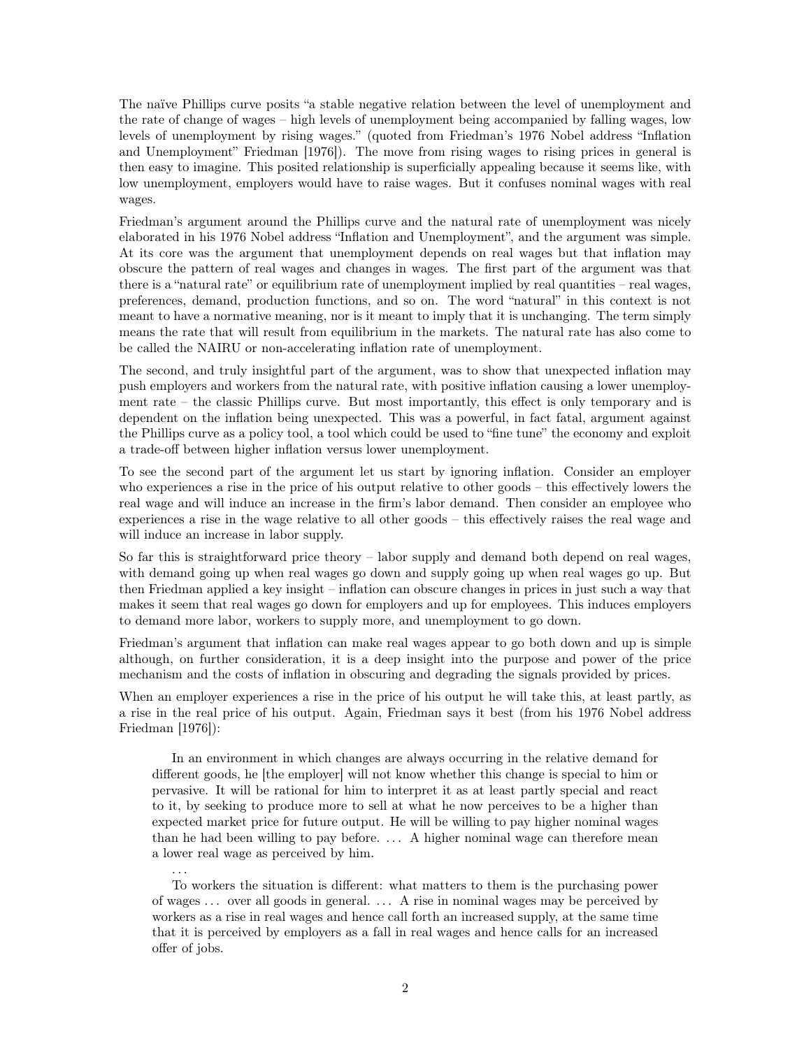The naïve Phillips curve posits "a stable negative relation between the level of unemployment and the rate of change of wages – high levels of unemployment being accompanied by falling wages, low levels of unemployment by rising wages." (quoted from Friedman's 1976 Nobel address "Inflation and Unemployment" Friedman [1976]). The move from rising wages to rising prices in general is then easy to imagine. This posited relationship is superficially appealing because it seems like, with low unemployment, employers would have to raise wages. But it confuses nominal wages with real wages.

Friedman's argument around the Phillips curve and the natural rate of unemployment was nicely elaborated in his 1976 Nobel address "Inflation and Unemployment", and the argument was simple. At its core was the argument that unemployment depends on real wages but that inflation may obscure the pattern of real wages and changes in wages. The first part of the argument was that there is a "natural rate" or equilibrium rate of unemployment implied by real quantities – real wages, preferences, demand, production functions, and so on. The word "natural" in this context is not meant to have a normative meaning, nor is it meant to imply that it is unchanging. The term simply means the rate that will result from equilibrium in the markets. The natural rate has also come to be called the NAIRU or non-accelerating inflation rate of unemployment.

The second, and truly insightful part of the argument, was to show that unexpected inflation may push employers and workers from the natural rate, with positive inflation causing a lower unemployment rate – the classic Phillips curve. But most importantly, this effect is only temporary and is dependent on the inflation being unexpected. This was a powerful, in fact fatal, argument against the Phillips curve as a policy tool, a tool which could be used to "fine tune" the economy and exploit a trade-off between higher inflation versus lower unemployment.

To see the second part of the argument let us start by ignoring inflation. Consider an employer who experiences a rise in the price of his output relative to other goods – this effectively lowers the real wage and will induce an increase in the firm's labor demand. Then consider an employee who experiences a rise in the wage relative to all other goods – this effectively raises the real wage and will induce an increase in labor supply.

So far this is straightforward price theory – labor supply and demand both depend on real wages, with demand going up when real wages go down and supply going up when real wages go up. But then Friedman applied a key insight – inflation can obscure changes in prices in just such a way that makes it seem that real wages go down for employers and up for employees. This induces employers to demand more labor, workers to supply more, and unemployment to go down.

Friedman's argument that inflation can make real wages appear to go both down and up is simple although, on further consideration, it is a deep insight into the purpose and power of the price mechanism and the costs of inflation in obscuring and degrading the signals provided by prices.

When an employer experiences a rise in the price of his output he will take this, at least partly, as a rise in the real price of his output. Again, Friedman says it best (from his 1976 Nobel address Friedman [1976]):

> In an environment in which changes are always occurring in the relative demand for different goods, he [the employer] will not know whether this change is special to him or pervasive. It will be rational for him to interpret it as at least partly special and react to it, by seeking to produce more to sell at what he now perceives to be a higher than expected market price for future output. He will be willing to pay higher nominal wages than he had been willing to pay before. ... A higher nominal wage can therefore mean a lower real wage as perceived by him.
>
> ...
>
> To workers the situation is different: what matters to them is the purchasing power of wages ... over all goods in general. ... A rise in nominal wages may be perceived by workers as a rise in real wages and hence call forth an increased supply, at the same time that it is perceived by employers as a fall in real wages and hence calls for an increased offer of jobs.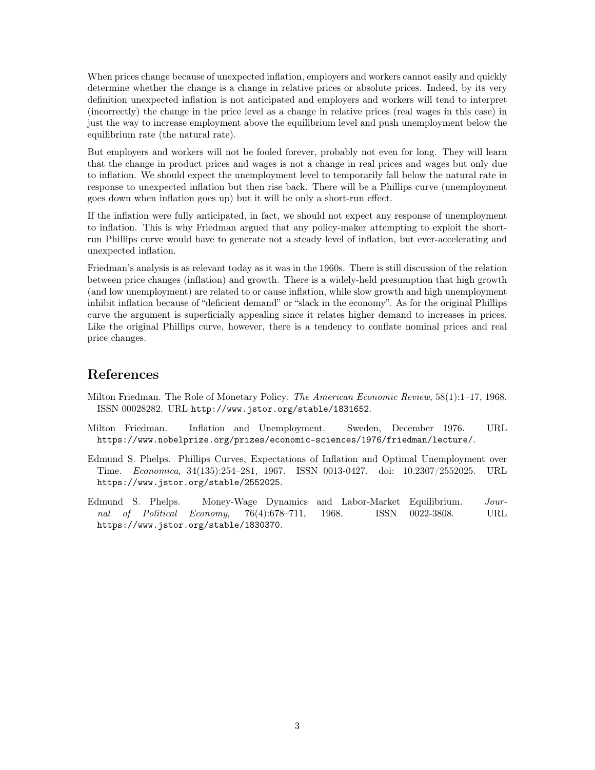When prices change because of unexpected inflation, employers and workers cannot easily and quickly determine whether the change is a change in relative prices or absolute prices. Indeed, by its very definition unexpected inflation is not anticipated and employers and workers will tend to interpret (incorrectly) the change in the price level as a change in relative prices (real wages in this case) in just the way to increase employment above the equilibrium level and push unemployment below the equilibrium rate (the natural rate).

But employers and workers will not be fooled forever, probably not even for long. They will learn that the change in product prices and wages is not a change in real prices and wages but only due to inflation. We should expect the unemployment level to temporarily fall below the natural rate in response to unexpected inflation but then rise back. There will be a Phillips curve (unemployment goes down when inflation goes up) but it will be only a short-run effect.

If the inflation were fully anticipated, in fact, we should not expect any response of unemployment to inflation. This is why Friedman argued that any policy-maker attempting to exploit the short-run Phillips curve would have to generate not a steady level of inflation, but ever-accelerating and unexpected inflation.

Friedman's analysis is as relevant today as it was in the 1960s. There is still discussion of the relation between price changes (inflation) and growth. There is a widely-held presumption that high growth (and low unemployment) are related to or cause inflation, while slow growth and high unemployment inhibit inflation because of "deficient demand" or "slack in the economy". As for the original Phillips curve the argument is superficially appealing since it relates higher demand to increases in prices. Like the original Phillips curve, however, there is a tendency to conflate nominal prices and real price changes.

## References

Milton Friedman. The Role of Monetary Policy. *The American Economic Review*, 58(1):1–17, 1968. ISSN 00028282. URL http://www.jstor.org/stable/1831652.

Milton Friedman. Inflation and Unemployment. Sweden, December 1976. URL https://www.nobelprize.org/prizes/economic-sciences/1976/friedman/lecture/.

Edmund S. Phelps. Phillips Curves, Expectations of Inflation and Optimal Unemployment over Time. *Economica*, 34(135):254–281, 1967. ISSN 0013-0427. doi: 10.2307/2552025. URL https://www.jstor.org/stable/2552025.

Edmund S. Phelps. Money-Wage Dynamics and Labor-Market Equilibrium. *Journal of Political Economy*, 76(4):678–711, 1968. ISSN 0022-3808. URL https://www.jstor.org/stable/1830370.